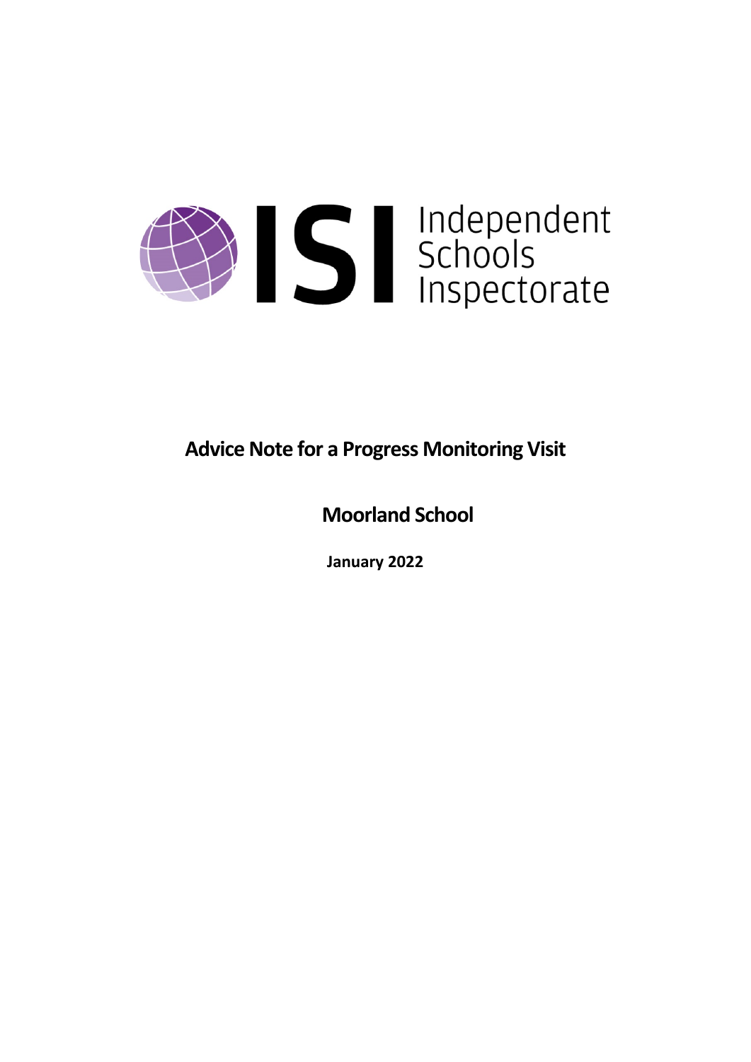Independent Schools Inspectorate

# Advice Note for a Progress Monitoring Visit

## Moorland School

**January 2022**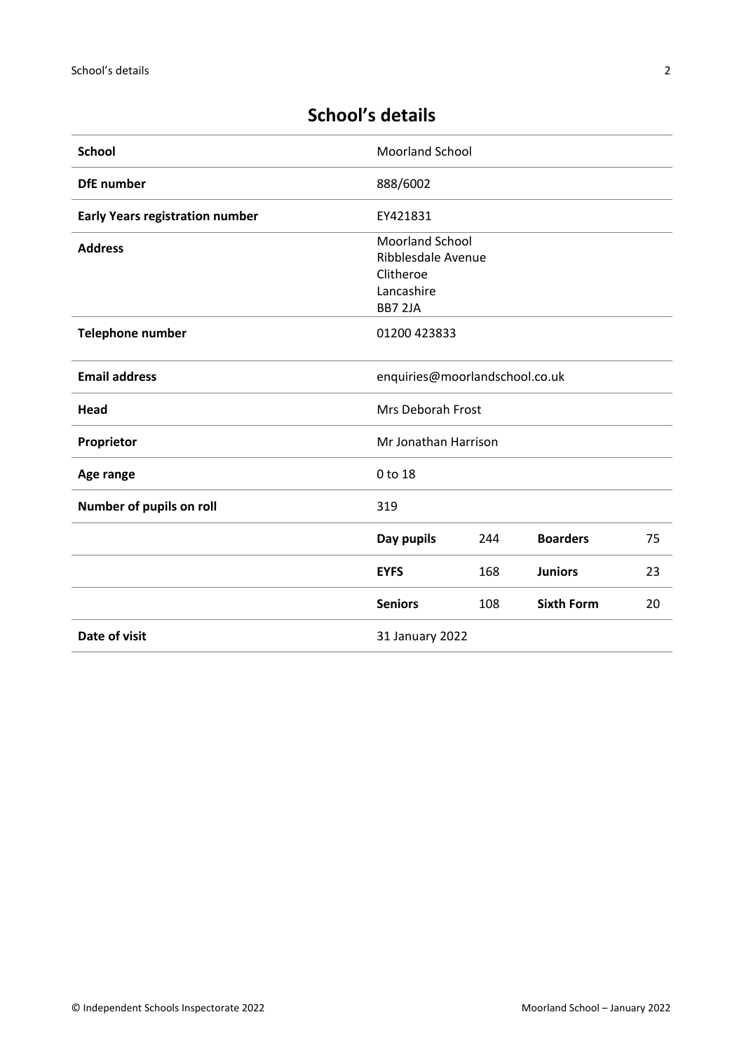# School's details

| | | | | |
|---|---|---|---|---|
| **School** | Moorland School | | | |
| **DfE number** | 888/6002 | | | |
| **Early Years registration number** | EY421831 | | | |
| **Address** | Moorland School<br>Ribblesdale Avenue<br>Clitheroe<br>Lancashire<br>BB7 2JA | | | |
| **Telephone number** | 01200 423833 | | | |
| **Email address** | enquiries@moorlandschool.co.uk | | | |
| **Head** | Mrs Deborah Frost | | | |
| **Proprietor** | Mr Jonathan Harrison | | | |
| **Age range** | 0 to 18 | | | |
| **Number of pupils on roll** | 319 | | | |
| | **Day pupils** | 244 | **Boarders** | 75 |
| | **EYFS** | 168 | **Juniors** | 23 |
| | **Seniors** | 108 | **Sixth Form** | 20 |
| **Date of visit** | 31 January 2022 | | | |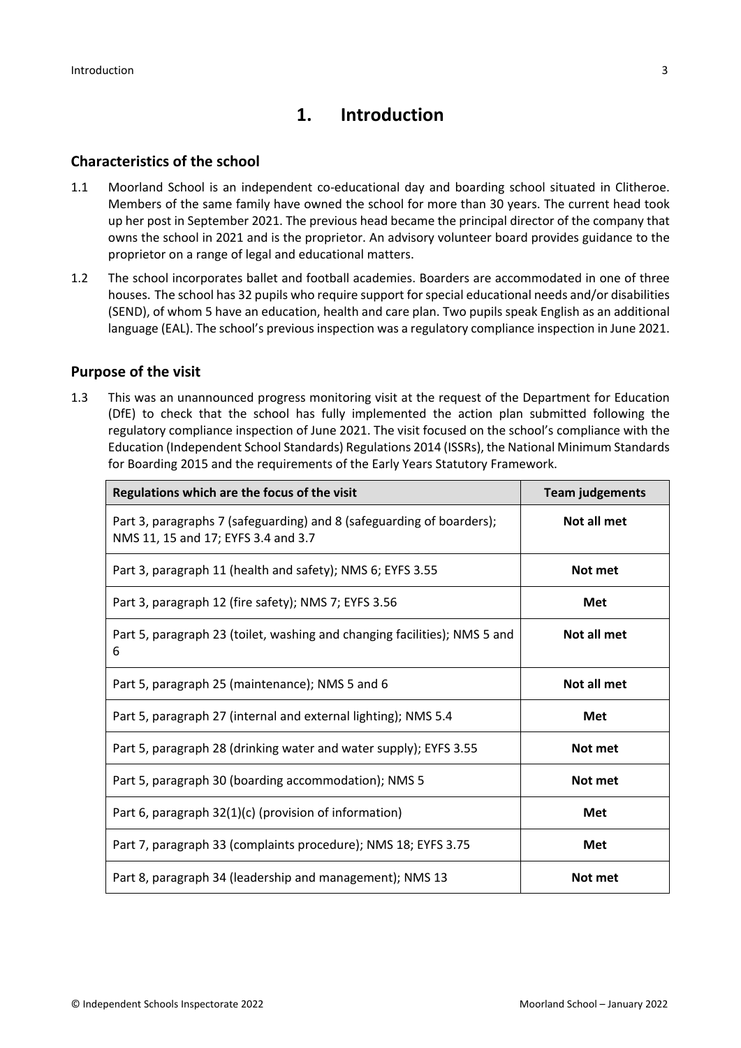# 1. Introduction

## Characteristics of the school

1.1 Moorland School is an independent co-educational day and boarding school situated in Clitheroe. Members of the same family have owned the school for more than 30 years. The current head took up her post in September 2021. The previous head became the principal director of the company that owns the school in 2021 and is the proprietor. An advisory volunteer board provides guidance to the proprietor on a range of legal and educational matters.

1.2 The school incorporates ballet and football academies. Boarders are accommodated in one of three houses. The school has 32 pupils who require support for special educational needs and/or disabilities (SEND), of whom 5 have an education, health and care plan. Two pupils speak English as an additional language (EAL). The school's previous inspection was a regulatory compliance inspection in June 2021.

## Purpose of the visit

1.3 This was an unannounced progress monitoring visit at the request of the Department for Education (DfE) to check that the school has fully implemented the action plan submitted following the regulatory compliance inspection of June 2021. The visit focused on the school's compliance with the Education (Independent School Standards) Regulations 2014 (ISSRs), the National Minimum Standards for Boarding 2015 and the requirements of the Early Years Statutory Framework.

| Regulations which are the focus of the visit | Team judgements |
|---|---|
| Part 3, paragraphs 7 (safeguarding) and 8 (safeguarding of boarders); NMS 11, 15 and 17; EYFS 3.4 and 3.7 | **Not all met** |
| Part 3, paragraph 11 (health and safety); NMS 6; EYFS 3.55 | **Not met** |
| Part 3, paragraph 12 (fire safety); NMS 7; EYFS 3.56 | **Met** |
| Part 5, paragraph 23 (toilet, washing and changing facilities); NMS 5 and 6 | **Not all met** |
| Part 5, paragraph 25 (maintenance); NMS 5 and 6 | **Not all met** |
| Part 5, paragraph 27 (internal and external lighting); NMS 5.4 | **Met** |
| Part 5, paragraph 28 (drinking water and water supply); EYFS 3.55 | **Not met** |
| Part 5, paragraph 30 (boarding accommodation); NMS 5 | **Not met** |
| Part 6, paragraph 32(1)(c) (provision of information) | **Met** |
| Part 7, paragraph 33 (complaints procedure); NMS 18; EYFS 3.75 | **Met** |
| Part 8, paragraph 34 (leadership and management); NMS 13 | **Not met** |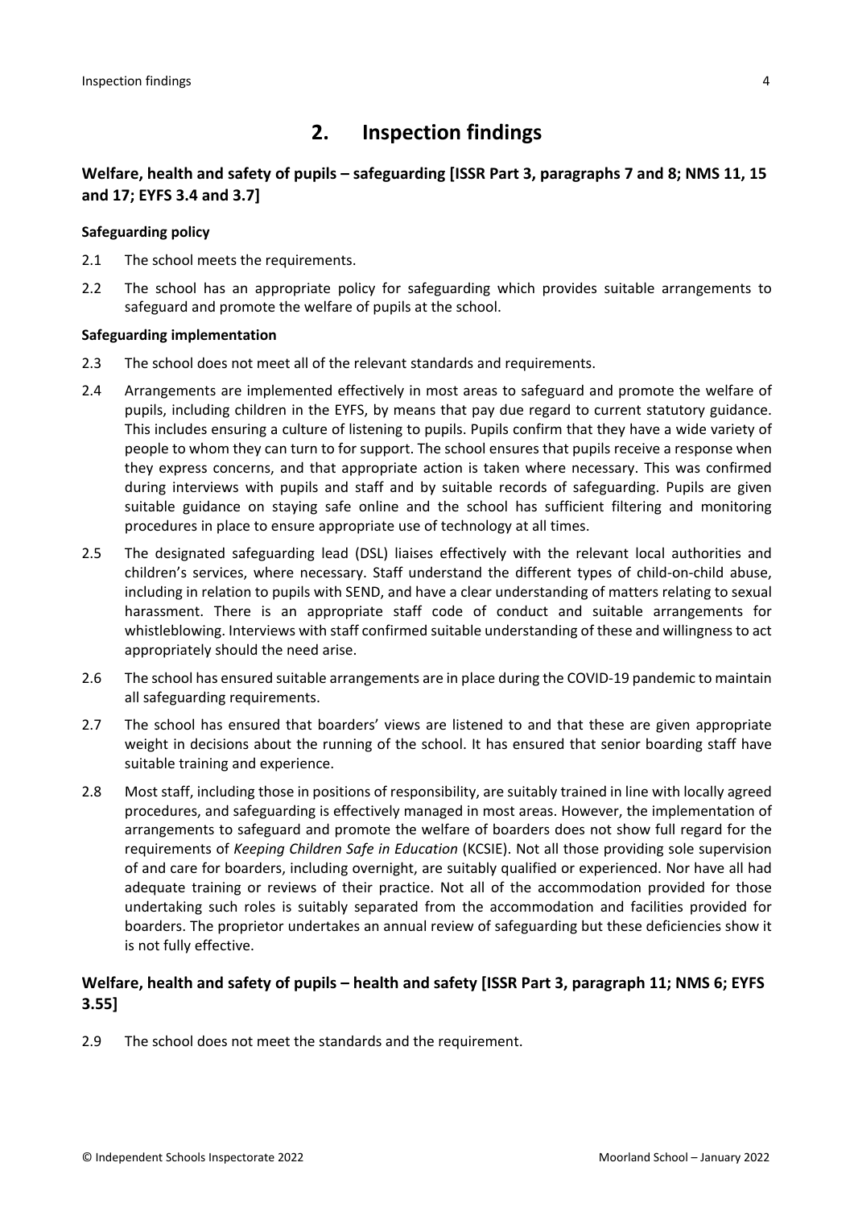## 2. Inspection findings

### Welfare, health and safety of pupils – safeguarding [ISSR Part 3, paragraphs 7 and 8; NMS 11, 15 and 17; EYFS 3.4 and 3.7]

**Safeguarding policy**

2.1 The school meets the requirements.

2.2 The school has an appropriate policy for safeguarding which provides suitable arrangements to safeguard and promote the welfare of pupils at the school.

**Safeguarding implementation**

2.3 The school does not meet all of the relevant standards and requirements.

2.4 Arrangements are implemented effectively in most areas to safeguard and promote the welfare of pupils, including children in the EYFS, by means that pay due regard to current statutory guidance. This includes ensuring a culture of listening to pupils. Pupils confirm that they have a wide variety of people to whom they can turn to for support. The school ensures that pupils receive a response when they express concerns, and that appropriate action is taken where necessary. This was confirmed during interviews with pupils and staff and by suitable records of safeguarding. Pupils are given suitable guidance on staying safe online and the school has sufficient filtering and monitoring procedures in place to ensure appropriate use of technology at all times.

2.5 The designated safeguarding lead (DSL) liaises effectively with the relevant local authorities and children's services, where necessary. Staff understand the different types of child-on-child abuse, including in relation to pupils with SEND, and have a clear understanding of matters relating to sexual harassment. There is an appropriate staff code of conduct and suitable arrangements for whistleblowing. Interviews with staff confirmed suitable understanding of these and willingness to act appropriately should the need arise.

2.6 The school has ensured suitable arrangements are in place during the COVID-19 pandemic to maintain all safeguarding requirements.

2.7 The school has ensured that boarders' views are listened to and that these are given appropriate weight in decisions about the running of the school. It has ensured that senior boarding staff have suitable training and experience.

2.8 Most staff, including those in positions of responsibility, are suitably trained in line with locally agreed procedures, and safeguarding is effectively managed in most areas. However, the implementation of arrangements to safeguard and promote the welfare of boarders does not show full regard for the requirements of *Keeping Children Safe in Education* (KCSIE). Not all those providing sole supervision of and care for boarders, including overnight, are suitably qualified or experienced. Nor have all had adequate training or reviews of their practice. Not all of the accommodation provided for those undertaking such roles is suitably separated from the accommodation and facilities provided for boarders. The proprietor undertakes an annual review of safeguarding but these deficiencies show it is not fully effective.

### Welfare, health and safety of pupils – health and safety [ISSR Part 3, paragraph 11; NMS 6; EYFS 3.55]

2.9 The school does not meet the standards and the requirement.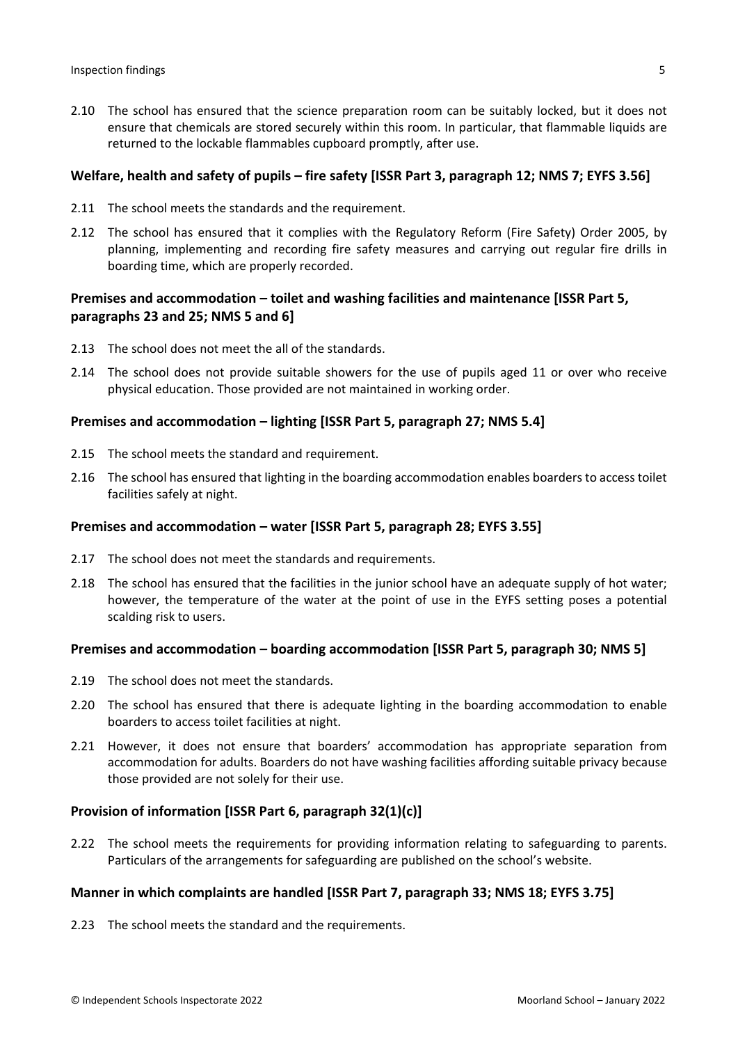2.10 The school has ensured that the science preparation room can be suitably locked, but it does not ensure that chemicals are stored securely within this room. In particular, that flammable liquids are returned to the lockable flammables cupboard promptly, after use.

### Welfare, health and safety of pupils – fire safety [ISSR Part 3, paragraph 12; NMS 7; EYFS 3.56]

2.11 The school meets the standards and the requirement.

2.12 The school has ensured that it complies with the Regulatory Reform (Fire Safety) Order 2005, by planning, implementing and recording fire safety measures and carrying out regular fire drills in boarding time, which are properly recorded.

### Premises and accommodation – toilet and washing facilities and maintenance [ISSR Part 5, paragraphs 23 and 25; NMS 5 and 6]

2.13 The school does not meet the all of the standards.

2.14 The school does not provide suitable showers for the use of pupils aged 11 or over who receive physical education. Those provided are not maintained in working order.

### Premises and accommodation – lighting [ISSR Part 5, paragraph 27; NMS 5.4]

2.15 The school meets the standard and requirement.

2.16 The school has ensured that lighting in the boarding accommodation enables boarders to access toilet facilities safely at night.

### Premises and accommodation – water [ISSR Part 5, paragraph 28; EYFS 3.55]

2.17 The school does not meet the standards and requirements.

2.18 The school has ensured that the facilities in the junior school have an adequate supply of hot water; however, the temperature of the water at the point of use in the EYFS setting poses a potential scalding risk to users.

### Premises and accommodation – boarding accommodation [ISSR Part 5, paragraph 30; NMS 5]

2.19 The school does not meet the standards.

2.20 The school has ensured that there is adequate lighting in the boarding accommodation to enable boarders to access toilet facilities at night.

2.21 However, it does not ensure that boarders' accommodation has appropriate separation from accommodation for adults. Boarders do not have washing facilities affording suitable privacy because those provided are not solely for their use.

### Provision of information [ISSR Part 6, paragraph 32(1)(c)]

2.22 The school meets the requirements for providing information relating to safeguarding to parents. Particulars of the arrangements for safeguarding are published on the school's website.

### Manner in which complaints are handled [ISSR Part 7, paragraph 33; NMS 18; EYFS 3.75]

2.23 The school meets the standard and the requirements.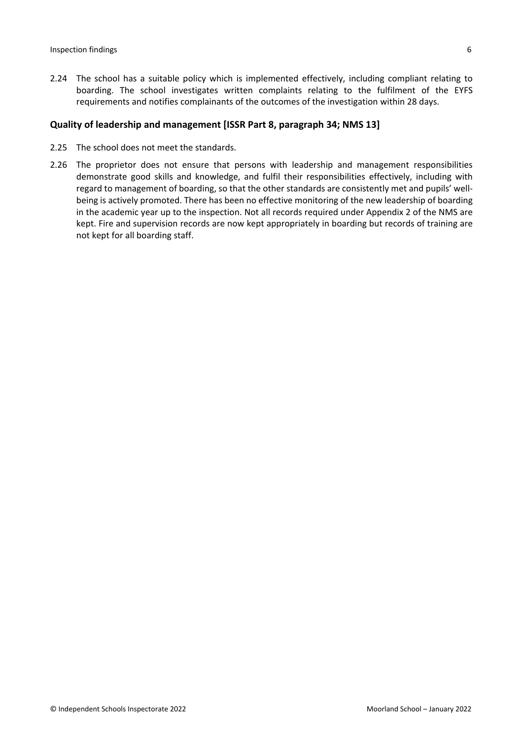2.24 The school has a suitable policy which is implemented effectively, including compliant relating to boarding. The school investigates written complaints relating to the fulfilment of the EYFS requirements and notifies complainants of the outcomes of the investigation within 28 days.

### Quality of leadership and management [ISSR Part 8, paragraph 34; NMS 13]

2.25 The school does not meet the standards.

2.26 The proprietor does not ensure that persons with leadership and management responsibilities demonstrate good skills and knowledge, and fulfil their responsibilities effectively, including with regard to management of boarding, so that the other standards are consistently met and pupils' well-being is actively promoted. There has been no effective monitoring of the new leadership of boarding in the academic year up to the inspection. Not all records required under Appendix 2 of the NMS are kept. Fire and supervision records are now kept appropriately in boarding but records of training are not kept for all boarding staff.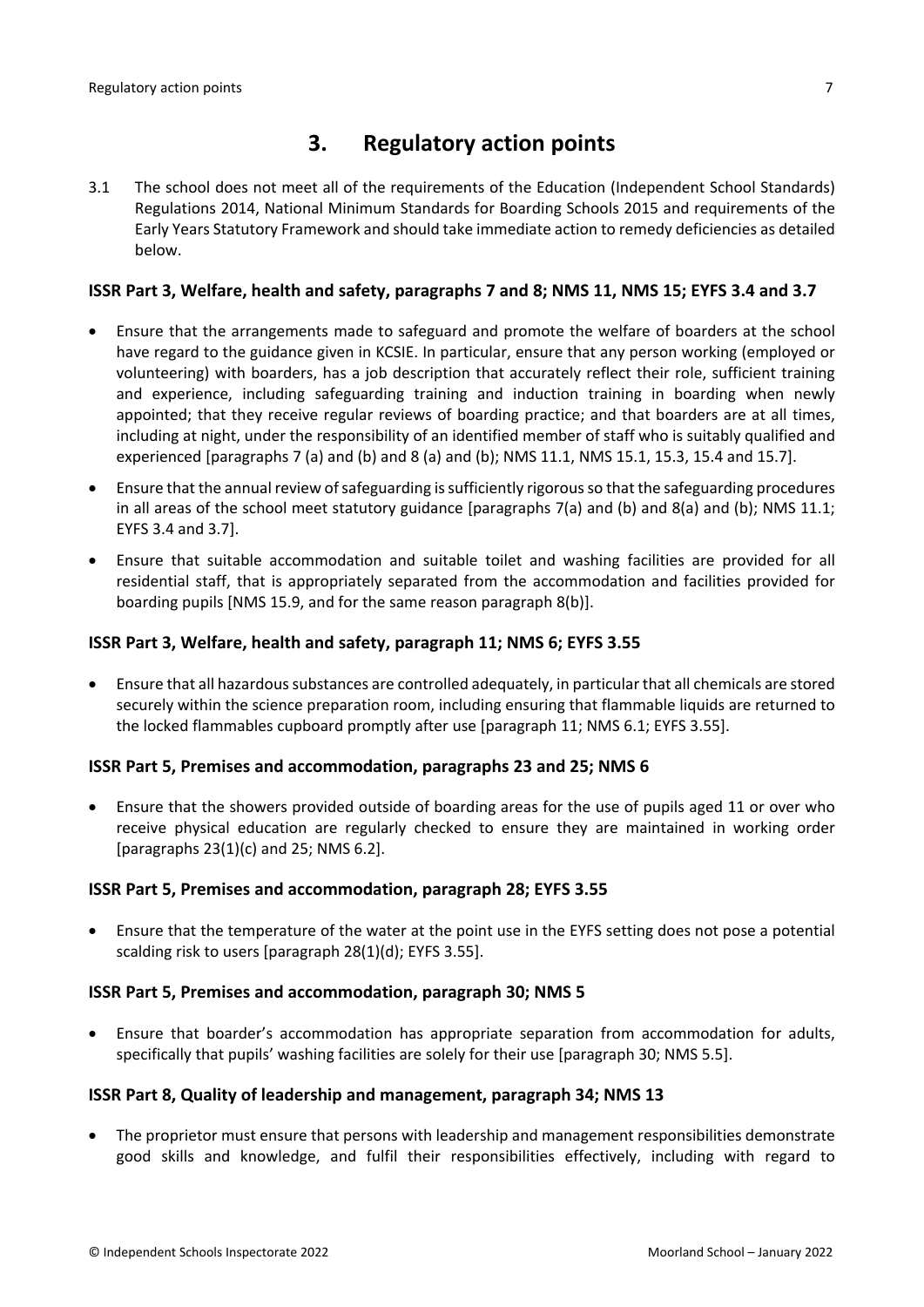## 3. Regulatory action points

3.1 The school does not meet all of the requirements of the Education (Independent School Standards) Regulations 2014, National Minimum Standards for Boarding Schools 2015 and requirements of the Early Years Statutory Framework and should take immediate action to remedy deficiencies as detailed below.

### ISSR Part 3, Welfare, health and safety, paragraphs 7 and 8; NMS 11, NMS 15; EYFS 3.4 and 3.7

- Ensure that the arrangements made to safeguard and promote the welfare of boarders at the school have regard to the guidance given in KCSIE. In particular, ensure that any person working (employed or volunteering) with boarders, has a job description that accurately reflect their role, sufficient training and experience, including safeguarding training and induction training in boarding when newly appointed; that they receive regular reviews of boarding practice; and that boarders are at all times, including at night, under the responsibility of an identified member of staff who is suitably qualified and experienced [paragraphs 7 (a) and (b) and 8 (a) and (b); NMS 11.1, NMS 15.1, 15.3, 15.4 and 15.7].
- Ensure that the annual review of safeguarding is sufficiently rigorous so that the safeguarding procedures in all areas of the school meet statutory guidance [paragraphs 7(a) and (b) and 8(a) and (b); NMS 11.1; EYFS 3.4 and 3.7].
- Ensure that suitable accommodation and suitable toilet and washing facilities are provided for all residential staff, that is appropriately separated from the accommodation and facilities provided for boarding pupils [NMS 15.9, and for the same reason paragraph 8(b)].

### ISSR Part 3, Welfare, health and safety, paragraph 11; NMS 6; EYFS 3.55

- Ensure that all hazardous substances are controlled adequately, in particular that all chemicals are stored securely within the science preparation room, including ensuring that flammable liquids are returned to the locked flammables cupboard promptly after use [paragraph 11; NMS 6.1; EYFS 3.55].

### ISSR Part 5, Premises and accommodation, paragraphs 23 and 25; NMS 6

- Ensure that the showers provided outside of boarding areas for the use of pupils aged 11 or over who receive physical education are regularly checked to ensure they are maintained in working order [paragraphs 23(1)(c) and 25; NMS 6.2].

### ISSR Part 5, Premises and accommodation, paragraph 28; EYFS 3.55

- Ensure that the temperature of the water at the point use in the EYFS setting does not pose a potential scalding risk to users [paragraph 28(1)(d); EYFS 3.55].

### ISSR Part 5, Premises and accommodation, paragraph 30; NMS 5

- Ensure that boarder's accommodation has appropriate separation from accommodation for adults, specifically that pupils' washing facilities are solely for their use [paragraph 30; NMS 5.5].

### ISSR Part 8, Quality of leadership and management, paragraph 34; NMS 13

- The proprietor must ensure that persons with leadership and management responsibilities demonstrate good skills and knowledge, and fulfil their responsibilities effectively, including with regard to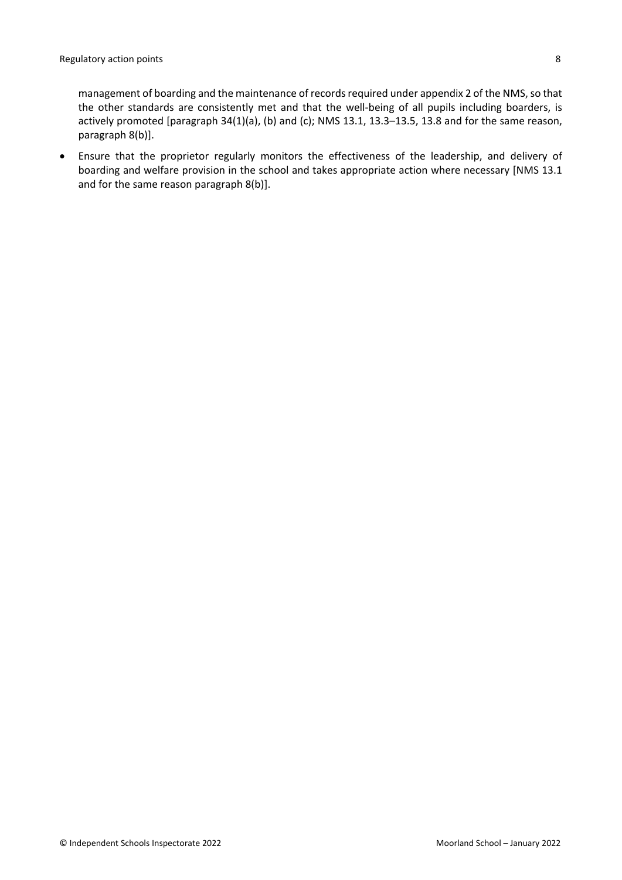management of boarding and the maintenance of records required under appendix 2 of the NMS, so that the other standards are consistently met and that the well-being of all pupils including boarders, is actively promoted [paragraph 34(1)(a), (b) and (c); NMS 13.1, 13.3–13.5, 13.8 and for the same reason, paragraph 8(b)].

- Ensure that the proprietor regularly monitors the effectiveness of the leadership, and delivery of boarding and welfare provision in the school and takes appropriate action where necessary [NMS 13.1 and for the same reason paragraph 8(b)].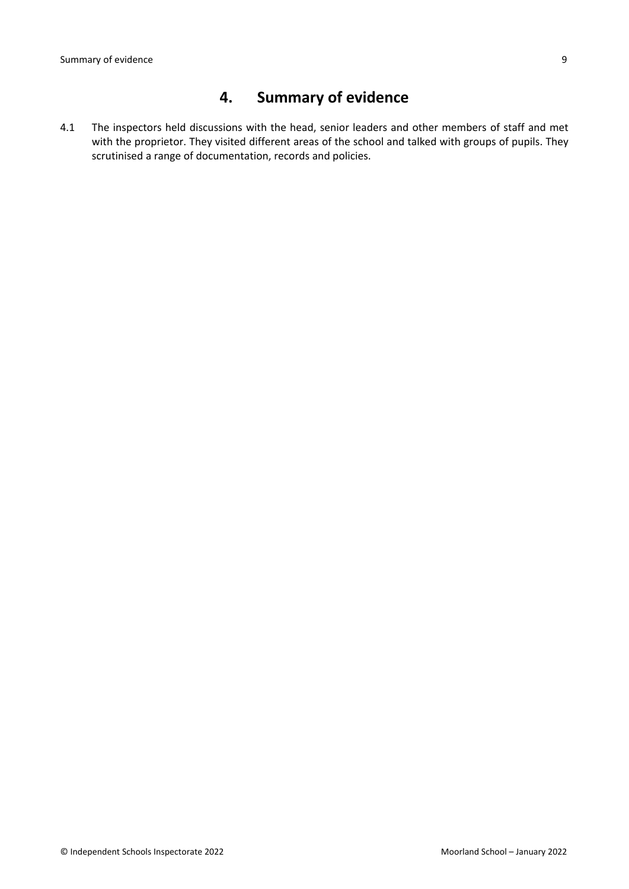# 4. Summary of evidence

4.1 The inspectors held discussions with the head, senior leaders and other members of staff and met with the proprietor. They visited different areas of the school and talked with groups of pupils. They scrutinised a range of documentation, records and policies.